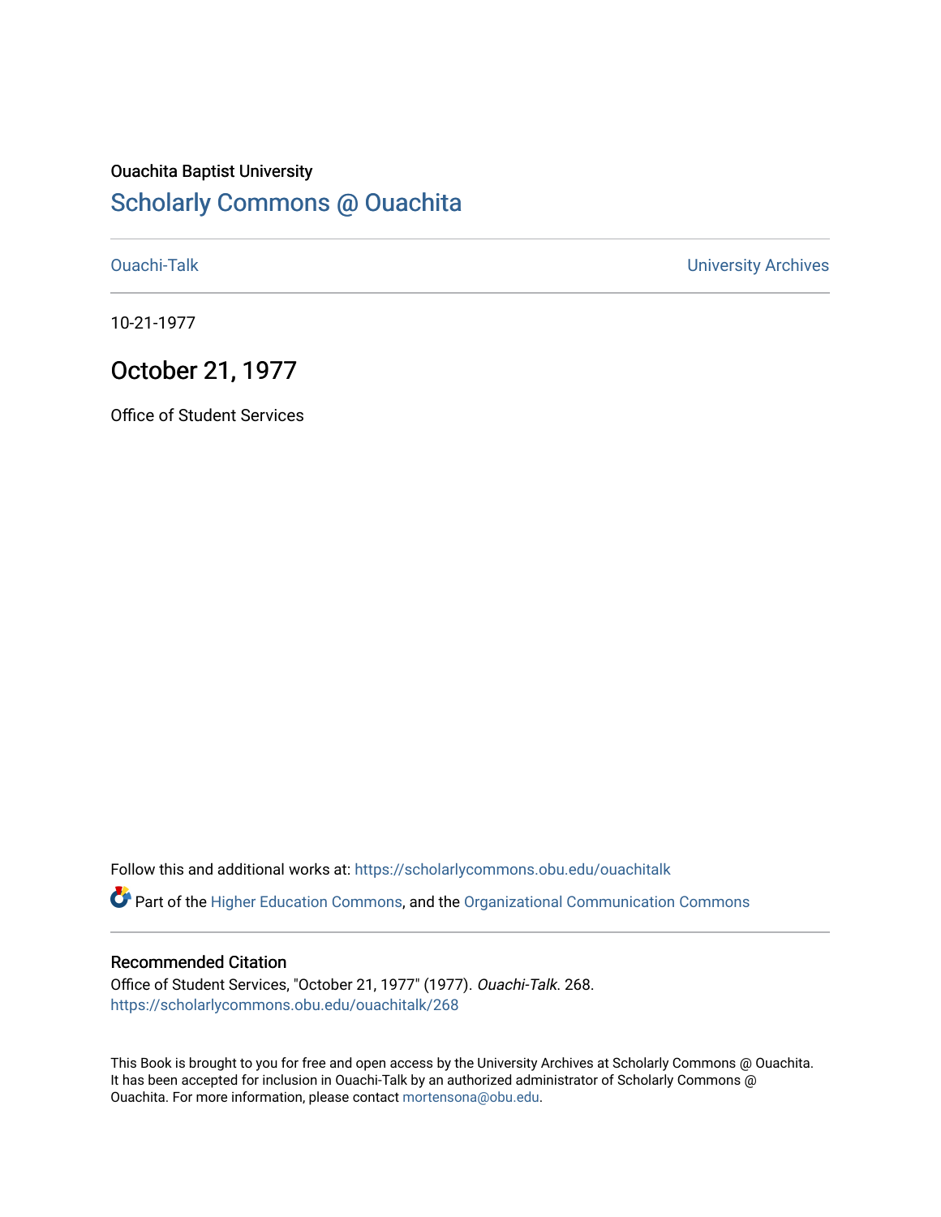Ouachita Baptist University

## Scholarly Commons @ Ouachita

Ouachi-Talk

University Archives

10-21-1977

# October 21, 1977

Office of Student Services

Follow this and additional works at: https://scholarlycommons.obu.edu/ouachitalk

Part of the Higher Education Commons, and the Organizational Communication Commons

### Recommended Citation

Office of Student Services, "October 21, 1977" (1977). *Ouachi-Talk*. 268.
https://scholarlycommons.obu.edu/ouachitalk/268

This Book is brought to you for free and open access by the University Archives at Scholarly Commons @ Ouachita. It has been accepted for inclusion in Ouachi-Talk by an authorized administrator of Scholarly Commons @ Ouachita. For more information, please contact mortensona@obu.edu.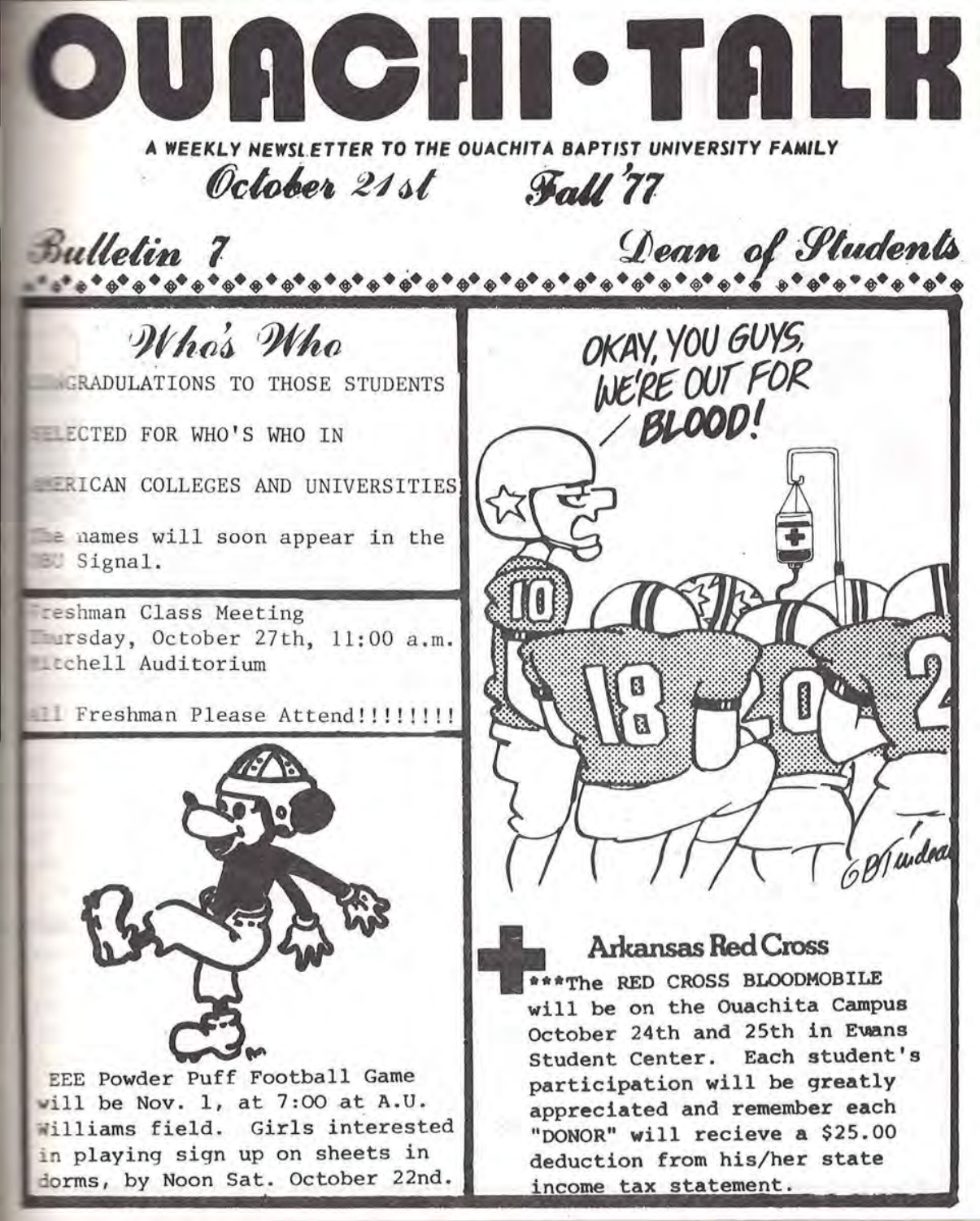# OUACHI·TALK

A WEEKLY NEWSLETTER TO THE OUACHITA BAPTIST UNIVERSITY FAMILY

*October 21st* *Fall '77*

*Bulletin 7* *Dean of Students*

## *Who's Who*

CONGRADULATIONS TO THOSE STUDENTS SELECTED FOR WHO'S WHO IN AMERICAN COLLEGES AND UNIVERSITIES

The names will soon appear in the OBU Signal.

Freshman Class Meeting
Thursday, October 27th, 11:00 a.m.
Mitchell Auditorium

All Freshman Please Attend!!!!!!!!

EEE Powder Puff Football Game will be Nov. 1, at 7:00 at A.U. Williams field. Girls interested in playing sign up on sheets in dorms, by Noon Sat. October 22nd.

OKAY, YOU GUYS, WE'RE OUT FOR BLOOD!

## Arkansas Red Cross

***The RED CROSS BLOODMOBILE will be on the Ouachita Campus October 24th and 25th in Evans Student Center. Each student's participation will be greatly appreciated and remember each "DONOR" will recieve a $25.00 deduction from his/her state income tax statement.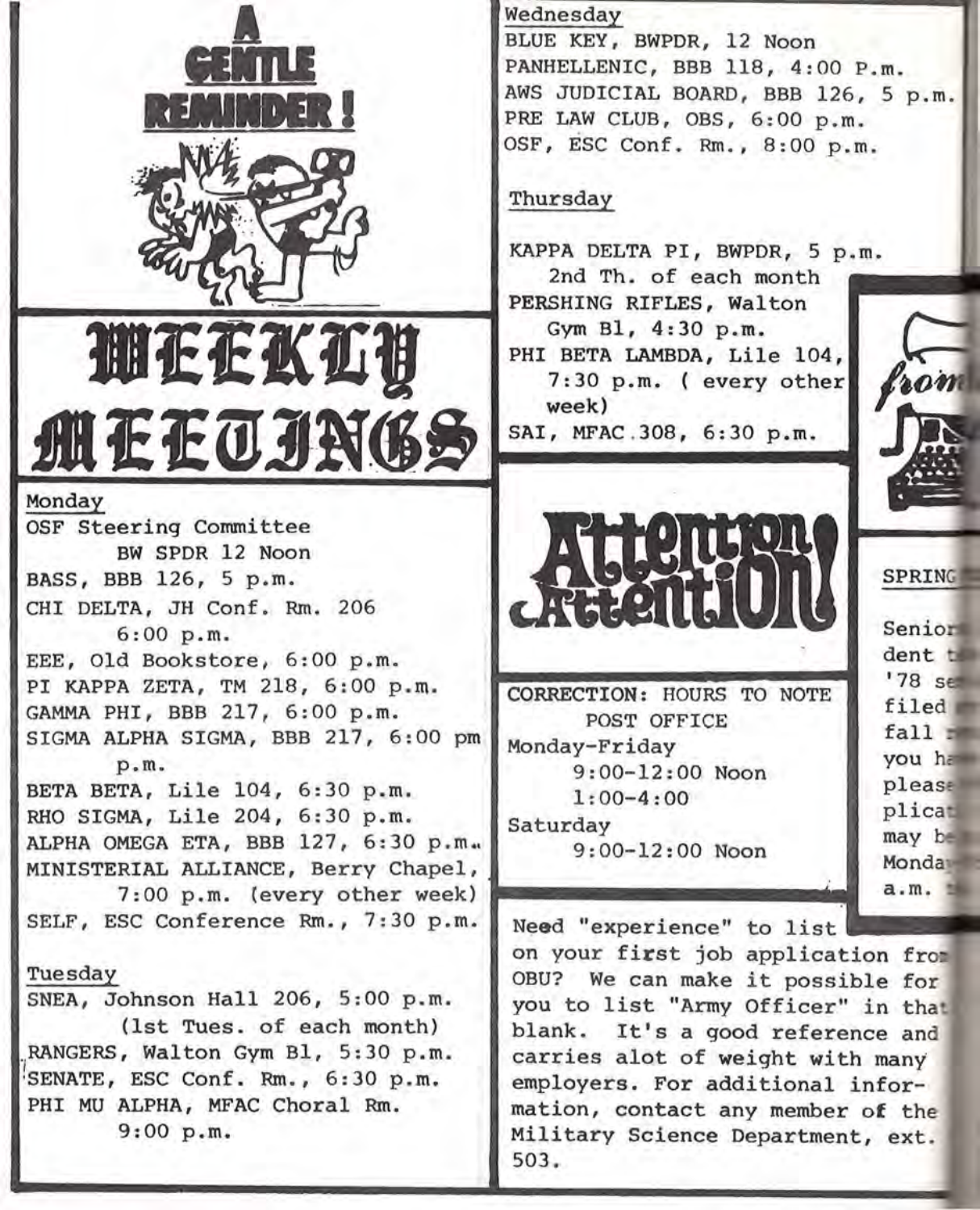# A GENTLE REMINDER!

# WEEKLY MEETINGS

### Monday

OSF Steering Committee
BW SPDR 12 Noon
BASS, BBB 126, 5 p.m.
CHI DELTA, JH Conf. Rm. 206
6:00 p.m.
EEE, Old Bookstore, 6:00 p.m.
PI KAPPA ZETA, TM 218, 6:00 p.m.
GAMMA PHI, BBB 217, 6:00 p.m.
SIGMA ALPHA SIGMA, BBB 217, 6:00 pm
p.m.
BETA BETA, Lile 104, 6:30 p.m.
RHO SIGMA, Lile 204, 6:30 p.m.
ALPHA OMEGA ETA, BBB 127, 6:30 p.m.
MINISTERIAL ALLIANCE, Berry Chapel,
7:00 p.m. (every other week)
SELF, ESC Conference Rm., 7:30 p.m.

### Tuesday

SNEA, Johnson Hall 206, 5:00 p.m.
(1st Tues. of each month)
RANGERS, Walton Gym Bl, 5:30 p.m.
SENATE, ESC Conf. Rm., 6:30 p.m.
PHI MU ALPHA, MFAC Choral Rm.
9:00 p.m.

### Wednesday

BLUE KEY, BWPDR, 12 Noon
PANHELLENIC, BBB 118, 4:00 P.m.
AWS JUDICIAL BOARD, BBB 126, 5 p.m.
PRE LAW CLUB, OBS, 6:00 p.m.
OSF, ESC Conf. Rm., 8:00 p.m.

### Thursday

KAPPA DELTA PI, BWPDR, 5 p.m.
2nd Th. of each month
PERSHING RIFLES, Walton
Gym Bl, 4:30 p.m.
PHI BETA LAMBDA, Lile 104,
7:30 p.m. ( every other
week)
SAI, MFAC 308, 6:30 p.m.

# Attention Attention!

CORRECTION: HOURS TO NOTE
POST OFFICE
Monday-Friday
9:00-12:00 Noon
1:00-4:00
Saturday
9:00-12:00 Noon

Need "experience" to list on your first job application from OBU? We can make it possible for you to list "Army Officer" in that blank. It's a good reference and carries alot of weight with many employers. For additional information, contact any member of the Military Science Department, ext. 503.

*from*

SPRING

Senior
dent t
'78 se
filed
fall
you ha
please
plicat
may be
Monda
a.m.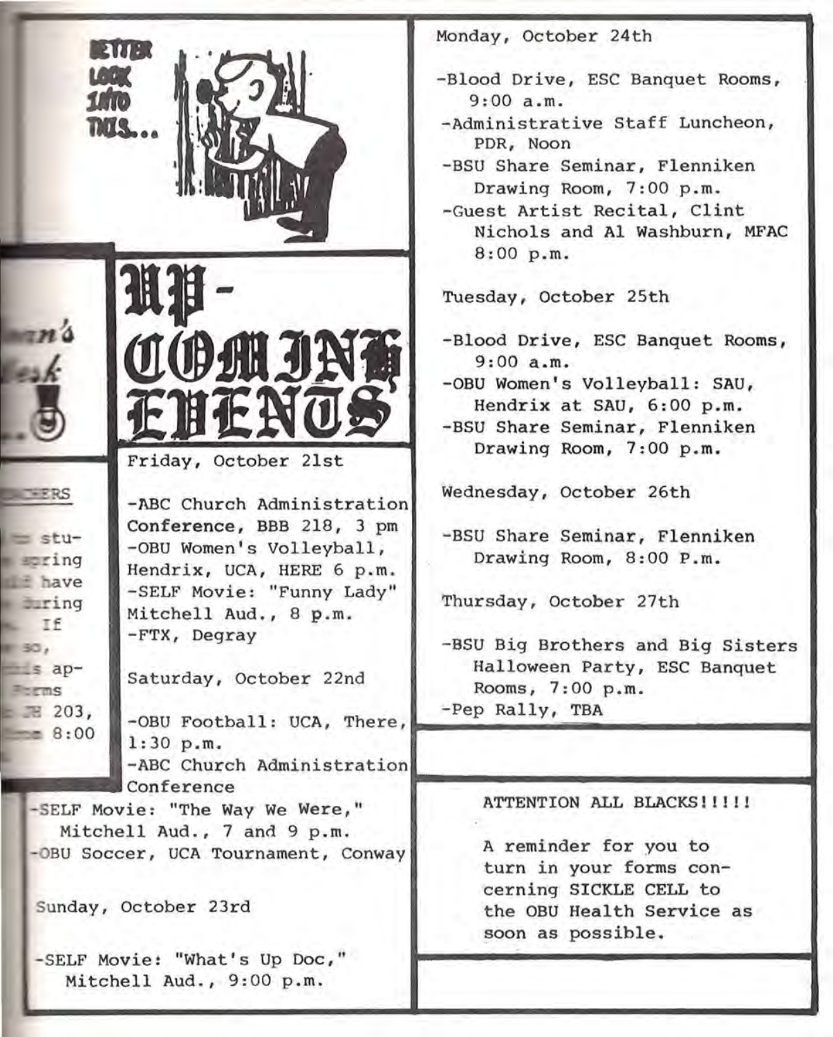BETTER LOOK INTO THIS...

# UP-COMING EVENTS

**Friday, October 21st**

- ABC Church Administration Conference, BBB 218, 3 pm
- OBU Women's Volleyball, Hendrix, UCA, HERE 6 p.m.
- SELF Movie: "Funny Lady" Mitchell Aud., 8 p.m.
- FTX, Degray

**Saturday, October 22nd**

- OBU Football: UCA, There, 1:30 p.m.
- ABC Church Administration Conference
- SELF Movie: "The Way We Were," Mitchell Aud., 7 and 9 p.m.
- OBU Soccer, UCA Tournament, Conway

**Sunday, October 23rd**

- SELF Movie: "What's Up Doc," Mitchell Aud., 9:00 p.m.

**Monday, October 24th**

- Blood Drive, ESC Banquet Rooms, 9:00 a.m.
- Administrative Staff Luncheon, PDR, Noon
- BSU Share Seminar, Flenniken Drawing Room, 7:00 p.m.
- Guest Artist Recital, Clint Nichols and Al Washburn, MFAC 8:00 p.m.

**Tuesday, October 25th**

- Blood Drive, ESC Banquet Rooms, 9:00 a.m.
- OBU Women's Volleyball: SAU, Hendrix at SAU, 6:00 p.m.
- BSU Share Seminar, Flenniken Drawing Room, 7:00 p.m.

**Wednesday, October 26th**

- BSU Share Seminar, Flenniken Drawing Room, 8:00 P.m.

**Thursday, October 27th**

- BSU Big Brothers and Big Sisters Halloween Party, ESC Banquet Rooms, 7:00 p.m.
- Pep Rally, TBA

---

ATTENTION ALL BLACKS!!!!!

A reminder for you to turn in your forms concerning SICKLE CELL to the OBU Health Service as soon as possible.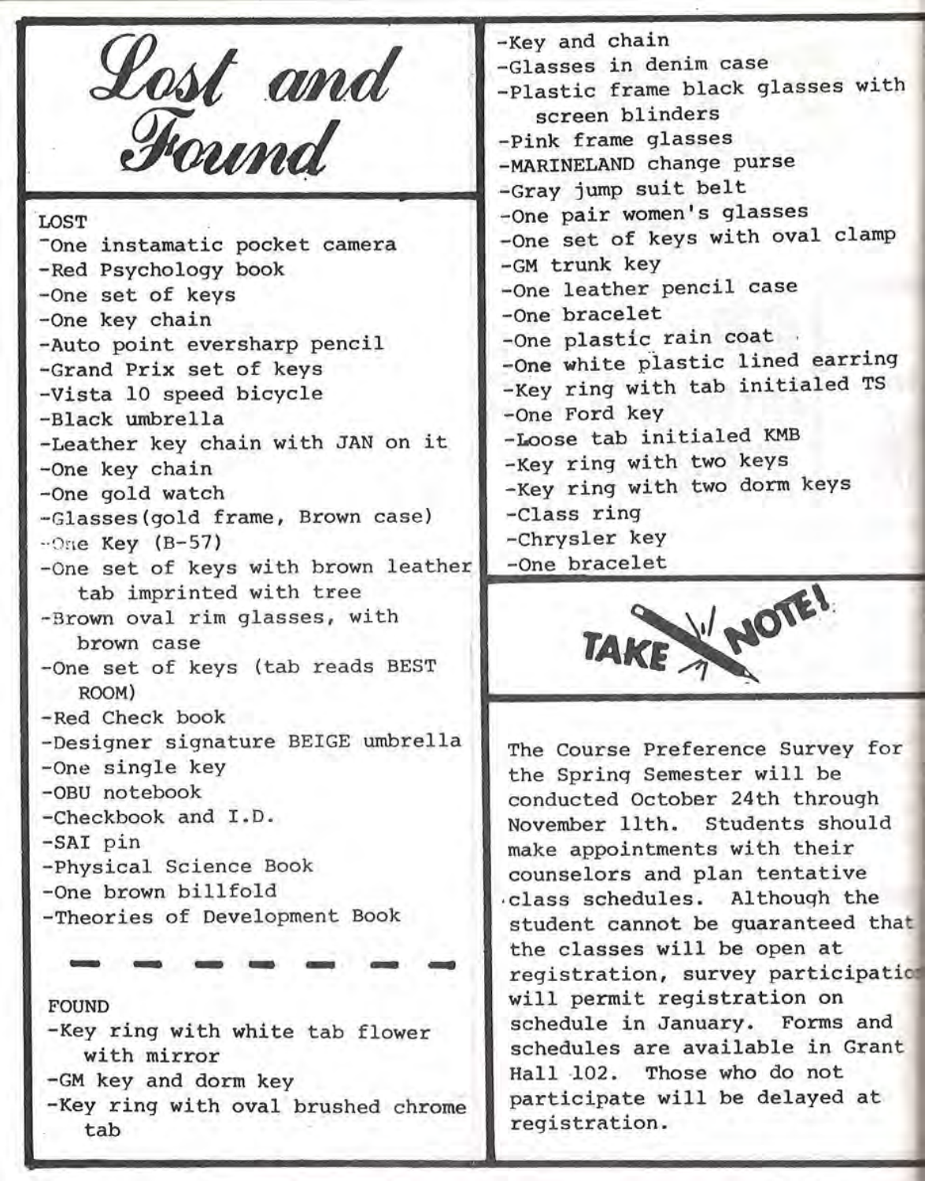# Lost and Found

LOST

- One instamatic pocket camera
- Red Psychology book
- One set of keys
- One key chain
- Auto point eversharp pencil
- Grand Prix set of keys
- Vista 10 speed bicycle
- Black umbrella
- Leather key chain with JAN on it
- One key chain
- One gold watch
- Glasses(gold frame, Brown case)
- One Key (B-57)
- One set of keys with brown leather tab imprinted with tree
- Brown oval rim glasses, with brown case
- One set of keys (tab reads BEST ROOM)
- Red Check book
- Designer signature BEIGE umbrella
- One single key
- OBU notebook
- Checkbook and I.D.
- SAI pin
- Physical Science Book
- One brown billfold
- Theories of Development Book

FOUND

- Key ring with white tab flower with mirror
- GM key and dorm key
- Key ring with oval brushed chrome tab
- Key and chain
- Glasses in denim case
- Plastic frame black glasses with screen blinders
- Pink frame glasses
- MARINELAND change purse
- Gray jump suit belt
- One pair women's glasses
- One set of keys with oval clamp
- GM trunk key
- One leather pencil case
- One bracelet
- One plastic rain coat
- One white plastic lined earring
- Key ring with tab initialed TS
- One Ford key
- Loose tab initialed KMB
- Key ring with two keys
- Key ring with two dorm keys
- Class ring
- Chrysler key
- One bracelet

## TAKE NOTE!

The Course Preference Survey for the Spring Semester will be conducted October 24th through November 11th. Students should make appointments with their counselors and plan tentative class schedules. Although the student cannot be guaranteed that the classes will be open at registration, survey participation will permit registration on schedule in January. Forms and schedules are available in Grant Hall 102. Those who do not participate will be delayed at registration.